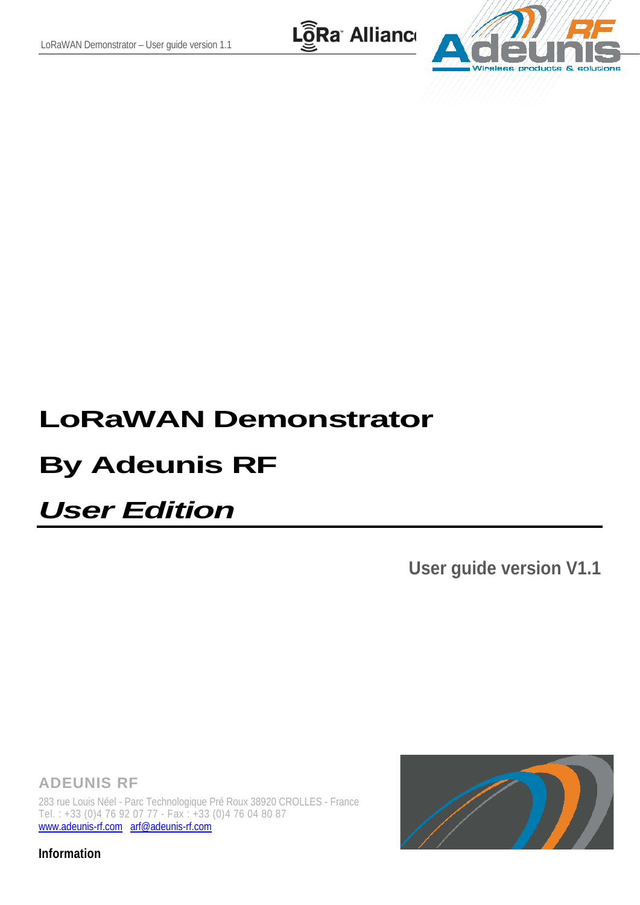# LoRaWAN Demonstrator

# By Adeunis RF

# *User Edition*

**User guide version V1.1**

**ADEUNIS RF**

283 rue Louis Néel - Parc Technologique Pré Roux 38920 CROLLES - France
Tel. : +33 (0)4 76 92 07 77 - Fax : +33 (0)4 76 04 80 87
www.adeunis-rf.com arf@adeunis-rf.com

**Information**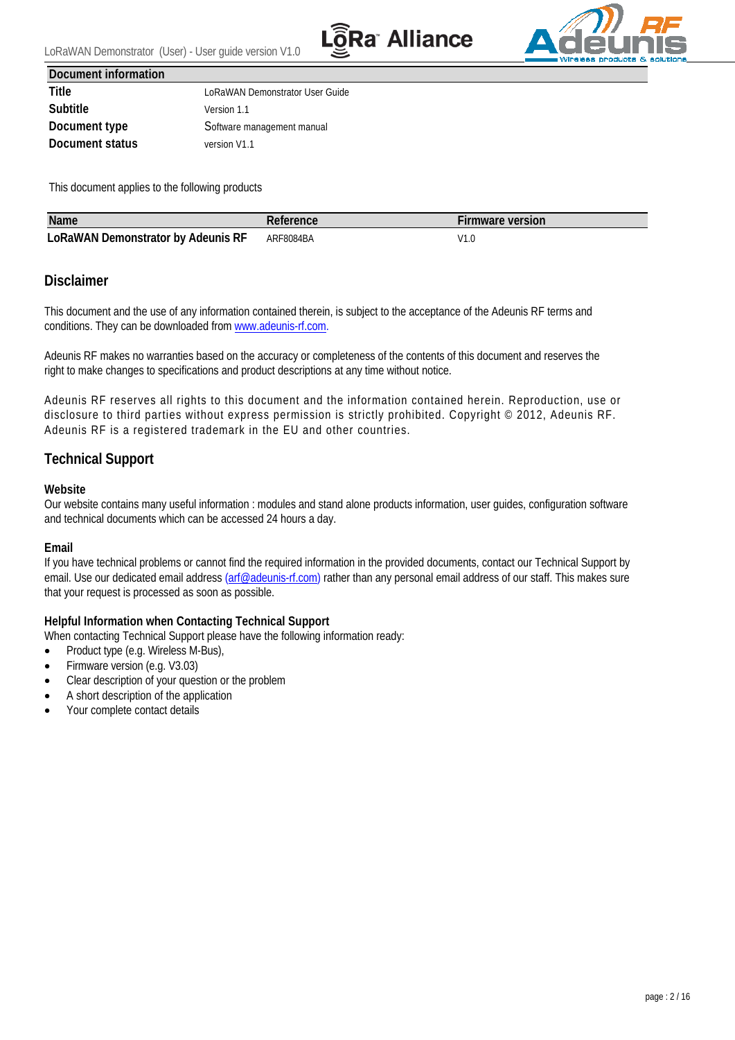| Document information | |
|---|---|
| **Title** | LoRaWAN Demonstrator User Guide |
| **Subtitle** | Version 1.1 |
| **Document type** | Software management manual |
| **Document status** | version V1.1 |

This document applies to the following products

| Name | Reference | Firmware version |
|---|---|---|
| **LoRaWAN Demonstrator by Adeunis RF** | ARF8084BA | V1.0 |

## Disclaimer

This document and the use of any information contained therein, is subject to the acceptance of the Adeunis RF terms and conditions. They can be downloaded from www.adeunis-rf.com.

Adeunis RF makes no warranties based on the accuracy or completeness of the contents of this document and reserves the right to make changes to specifications and product descriptions at any time without notice.

Adeunis RF reserves all rights to this document and the information contained herein. Reproduction, use or disclosure to third parties without express permission is strictly prohibited. Copyright © 2012, Adeunis RF. Adeunis RF is a registered trademark in the EU and other countries.

## Technical Support

### Website

Our website contains many useful information : modules and stand alone products information, user guides, configuration software and technical documents which can be accessed 24 hours a day.

### Email

If you have technical problems or cannot find the required information in the provided documents, contact our Technical Support by email. Use our dedicated email address (arf@adeunis-rf.com) rather than any personal email address of our staff. This makes sure that your request is processed as soon as possible.

### Helpful Information when Contacting Technical Support

When contacting Technical Support please have the following information ready:

- Product type (e.g. Wireless M-Bus),
- Firmware version (e.g. V3.03)
- Clear description of your question or the problem
- A short description of the application
- Your complete contact details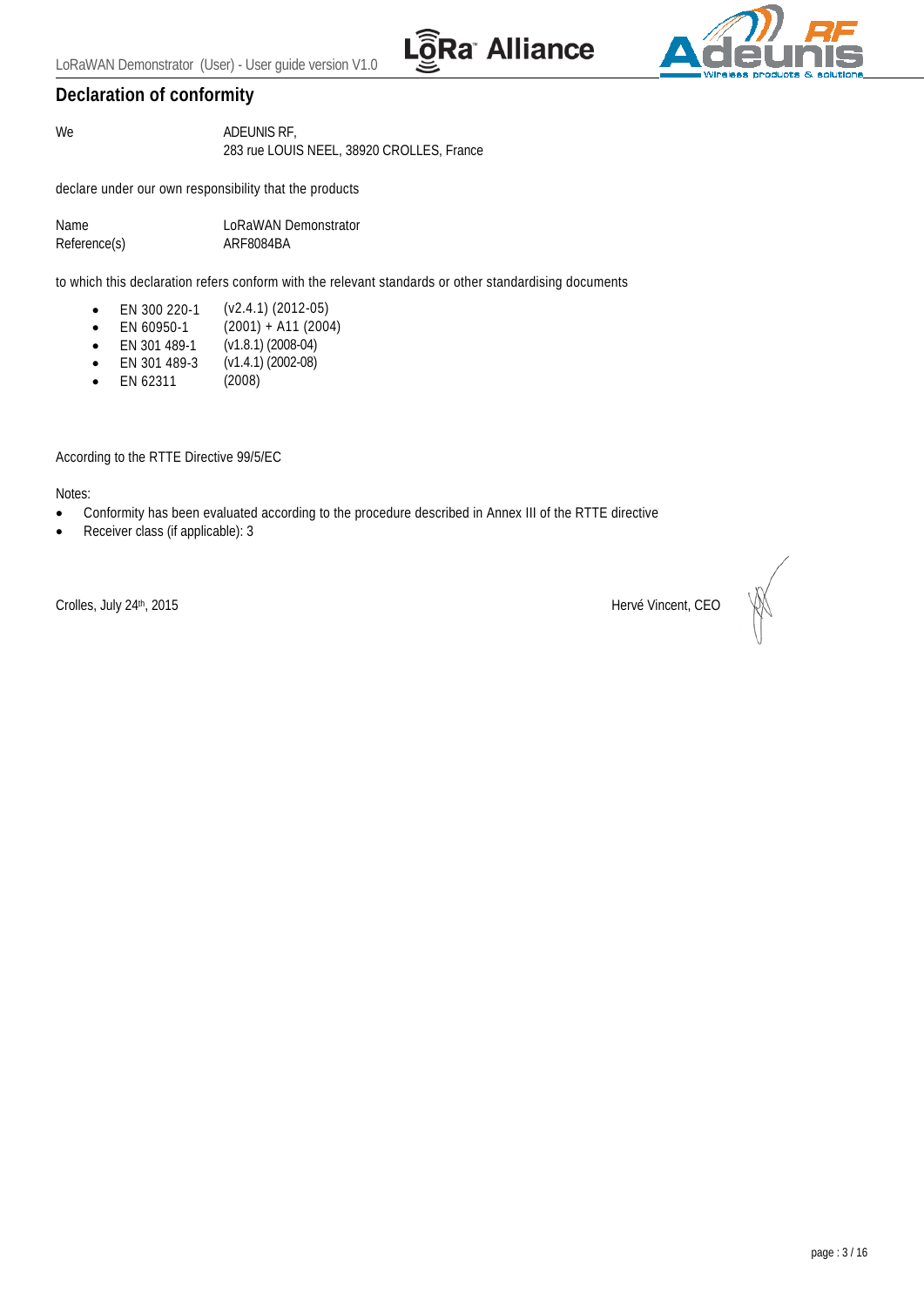## Declaration of conformity

We ADEUNIS RF,
283 rue LOUIS NEEL, 38920 CROLLES, France

declare under our own responsibility that the products

Name LoRaWAN Demonstrator
Reference(s) ARF8084BA

to which this declaration refers conform with the relevant standards or other standardising documents

- EN 300 220-1 (v2.4.1) (2012-05)
- EN 60950-1 (2001) + A11 (2004)
- EN 301 489-1 (v1.8.1) (2008-04)
- EN 301 489-3 (v1.4.1) (2002-08)
- EN 62311 (2008)

According to the RTTE Directive 99/5/EC

Notes:

- Conformity has been evaluated according to the procedure described in Annex III of the RTTE directive
- Receiver class (if applicable): 3

Crolles, July 24th, 2015

Hervé Vincent, CEO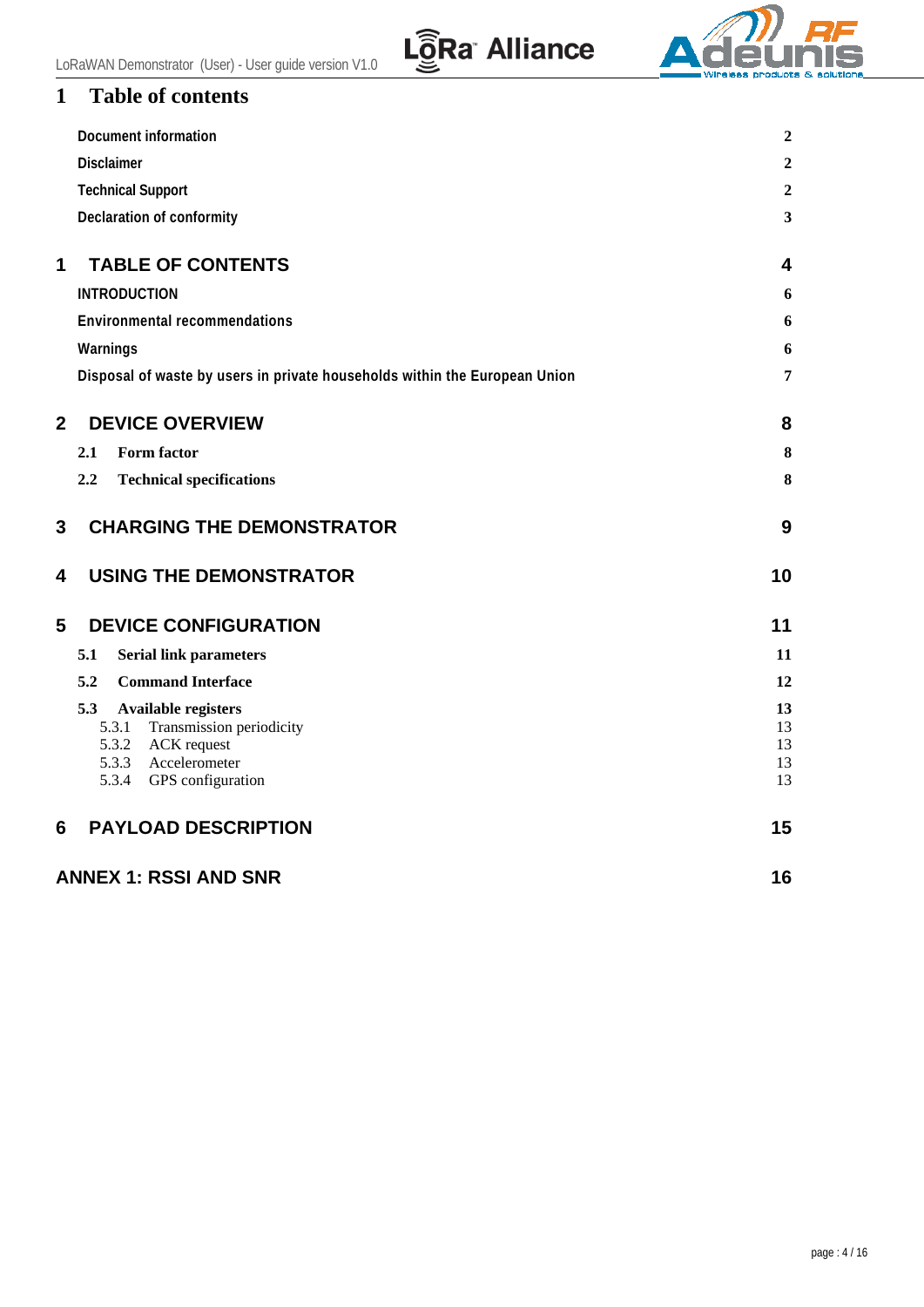# 1 Table of contents

| | |
|---|---|
| **Document information** | **2** |
| **Disclaimer** | **2** |
| **Technical Support** | **2** |
| **Declaration of conformity** | **3** |
| **1 TABLE OF CONTENTS** | **4** |
| **INTRODUCTION** | **6** |
| **Environmental recommendations** | **6** |
| **Warnings** | **6** |
| **Disposal of waste by users in private households within the European Union** | **7** |
| **2 DEVICE OVERVIEW** | **8** |
| **2.1 Form factor** | **8** |
| **2.2 Technical specifications** | **8** |
| **3 CHARGING THE DEMONSTRATOR** | **9** |
| **4 USING THE DEMONSTRATOR** | **10** |
| **5 DEVICE CONFIGURATION** | **11** |
| **5.1 Serial link parameters** | **11** |
| **5.2 Command Interface** | **12** |
| **5.3 Available registers** | **13** |
| 5.3.1 Transmission periodicity | 13 |
| 5.3.2 ACK request | 13 |
| 5.3.3 Accelerometer | 13 |
| 5.3.4 GPS configuration | 13 |
| **6 PAYLOAD DESCRIPTION** | **15** |
| **ANNEX 1: RSSI AND SNR** | **16** |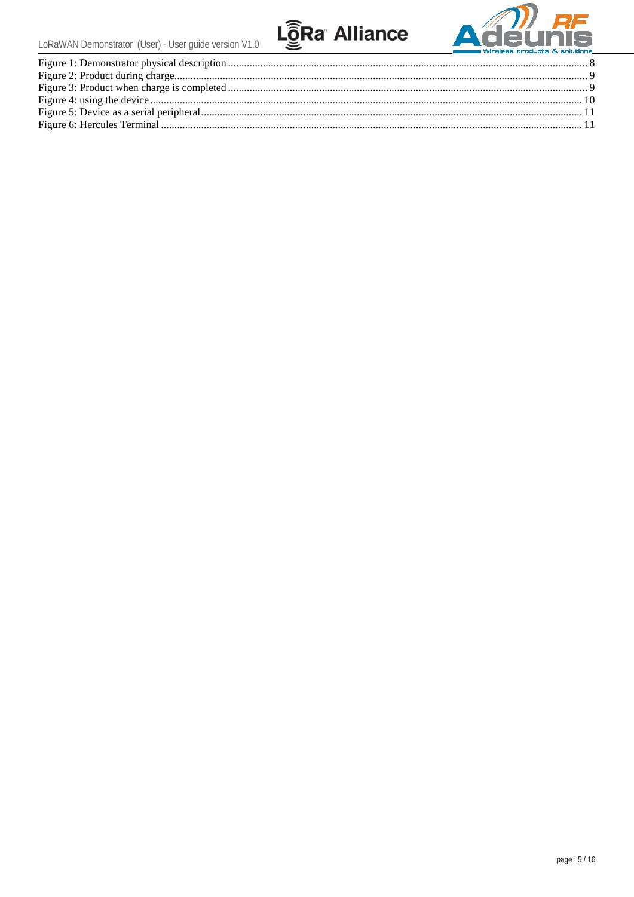Figure 1: Demonstrator physical description ........ 8
Figure 2: Product during charge ........ 9
Figure 3: Product when charge is completed ........ 9
Figure 4: using the device ........ 10
Figure 5: Device as a serial peripheral ........ 11
Figure 6: Hercules Terminal ........ 11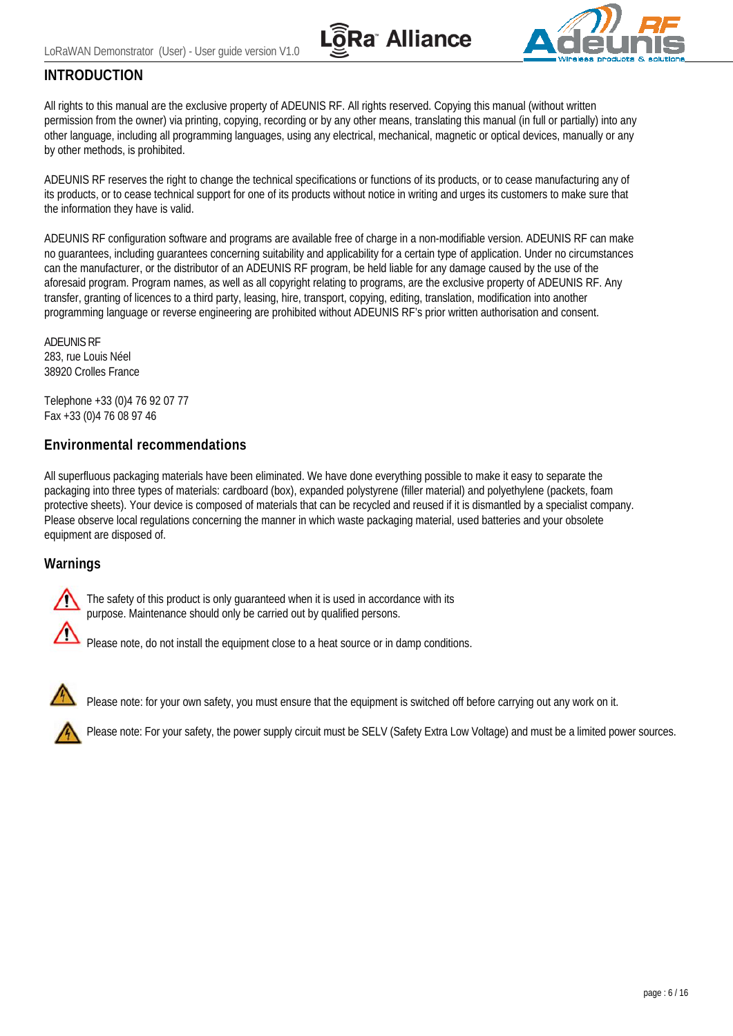## INTRODUCTION

All rights to this manual are the exclusive property of ADEUNIS RF. All rights reserved. Copying this manual (without written permission from the owner) via printing, copying, recording or by any other means, translating this manual (in full or partially) into any other language, including all programming languages, using any electrical, mechanical, magnetic or optical devices, manually or any by other methods, is prohibited.

ADEUNIS RF reserves the right to change the technical specifications or functions of its products, or to cease manufacturing any of its products, or to cease technical support for one of its products without notice in writing and urges its customers to make sure that the information they have is valid.

ADEUNIS RF configuration software and programs are available free of charge in a non-modifiable version. ADEUNIS RF can make no guarantees, including guarantees concerning suitability and applicability for a certain type of application. Under no circumstances can the manufacturer, or the distributor of an ADEUNIS RF program, be held liable for any damage caused by the use of the aforesaid program. Program names, as well as all copyright relating to programs, are the exclusive property of ADEUNIS RF. Any transfer, granting of licences to a third party, leasing, hire, transport, copying, editing, translation, modification into another programming language or reverse engineering are prohibited without ADEUNIS RF's prior written authorisation and consent.

ADEUNIS RF
283, rue Louis Néel
38920 Crolles France

Telephone +33 (0)4 76 92 07 77
Fax +33 (0)4 76 08 97 46

### Environmental recommendations

All superfluous packaging materials have been eliminated. We have done everything possible to make it easy to separate the packaging into three types of materials: cardboard (box), expanded polystyrene (filler material) and polyethylene (packets, foam protective sheets). Your device is composed of materials that can be recycled and reused if it is dismantled by a specialist company. Please observe local regulations concerning the manner in which waste packaging material, used batteries and your obsolete equipment are disposed of.

### Warnings

The safety of this product is only guaranteed when it is used in accordance with its purpose. Maintenance should only be carried out by qualified persons.

Please note, do not install the equipment close to a heat source or in damp conditions.

Please note: for your own safety, you must ensure that the equipment is switched off before carrying out any work on it.

Please note: For your safety, the power supply circuit must be SELV (Safety Extra Low Voltage) and must be a limited power sources.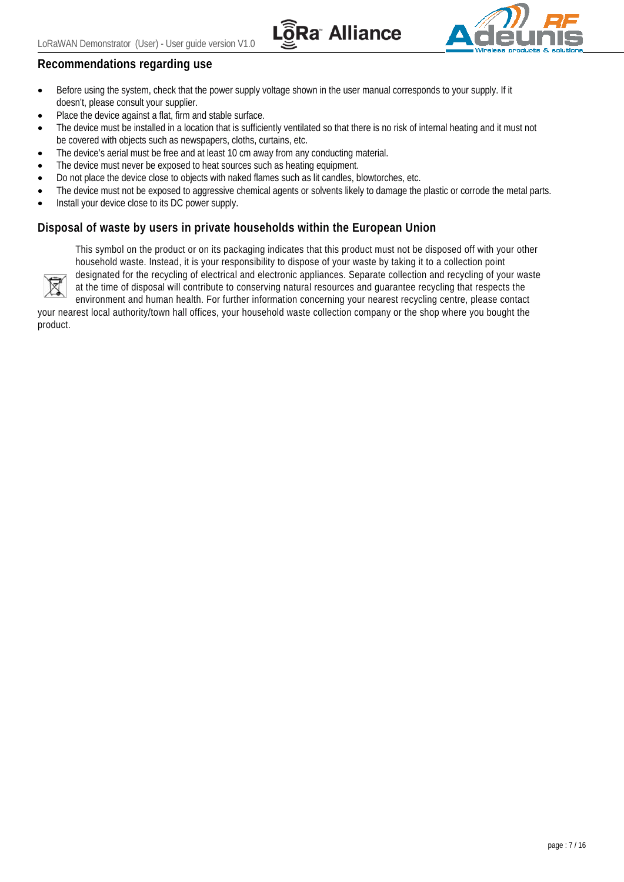## Recommendations regarding use

- Before using the system, check that the power supply voltage shown in the user manual corresponds to your supply. If it doesn't, please consult your supplier.
- Place the device against a flat, firm and stable surface.
- The device must be installed in a location that is sufficiently ventilated so that there is no risk of internal heating and it must not be covered with objects such as newspapers, cloths, curtains, etc.
- The device's aerial must be free and at least 10 cm away from any conducting material.
- The device must never be exposed to heat sources such as heating equipment.
- Do not place the device close to objects with naked flames such as lit candles, blowtorches, etc.
- The device must not be exposed to aggressive chemical agents or solvents likely to damage the plastic or corrode the metal parts.
- Install your device close to its DC power supply.

## Disposal of waste by users in private households within the European Union

This symbol on the product or on its packaging indicates that this product must not be disposed off with your other household waste. Instead, it is your responsibility to dispose of your waste by taking it to a collection point designated for the recycling of electrical and electronic appliances. Separate collection and recycling of your waste at the time of disposal will contribute to conserving natural resources and guarantee recycling that respects the environment and human health. For further information concerning your nearest recycling centre, please contact your nearest local authority/town hall offices, your household waste collection company or the shop where you bought the product.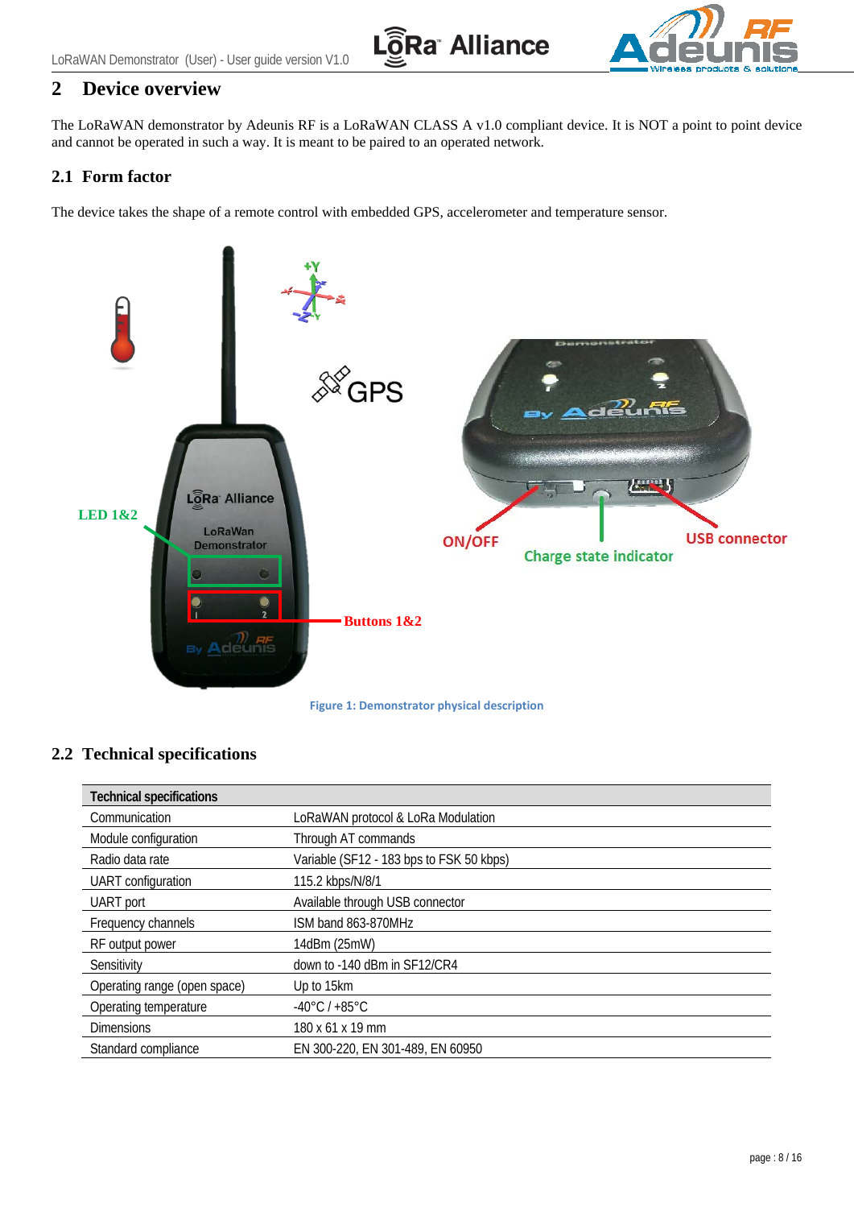# 2 Device overview

The LoRaWAN demonstrator by Adeunis RF is a LoRaWAN CLASS A v1.0 compliant device. It is NOT a point to point device and cannot be operated in such a way. It is meant to be paired to an operated network.

## 2.1 Form factor

The device takes the shape of a remote control with embedded GPS, accelerometer and temperature sensor.

Figure 1: Demonstrator physical description

## 2.2 Technical specifications

| Technical specifications | |
|---|---|
| Communication | LoRaWAN protocol & LoRa Modulation |
| Module configuration | Through AT commands |
| Radio data rate | Variable (SF12 - 183 bps to FSK 50 kbps) |
| UART configuration | 115.2 kbps/N/8/1 |
| UART port | Available through USB connector |
| Frequency channels | ISM band 863-870MHz |
| RF output power | 14dBm (25mW) |
| Sensitivity | down to -140 dBm in SF12/CR4 |
| Operating range (open space) | Up to 15km |
| Operating temperature | -40°C / +85°C |
| Dimensions | 180 x 61 x 19 mm |
| Standard compliance | EN 300-220, EN 301-489, EN 60950 |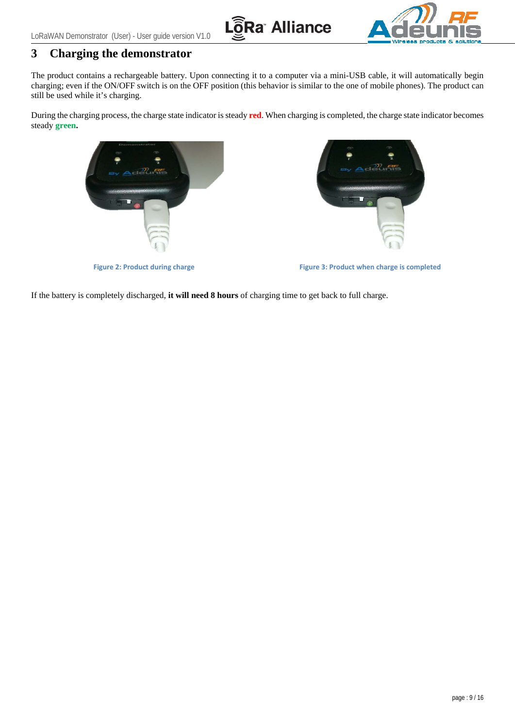# 3 Charging the demonstrator

The product contains a rechargeable battery. Upon connecting it to a computer via a mini-USB cable, it will automatically begin charging; even if the ON/OFF switch is on the OFF position (this behavior is similar to the one of mobile phones). The product can still be used while it's charging.

During the charging process, the charge state indicator is steady **red**. When charging is completed, the charge state indicator becomes steady **green.**

Figure 2: Product during charge

Figure 3: Product when charge is completed

If the battery is completely discharged, **it will need 8 hours** of charging time to get back to full charge.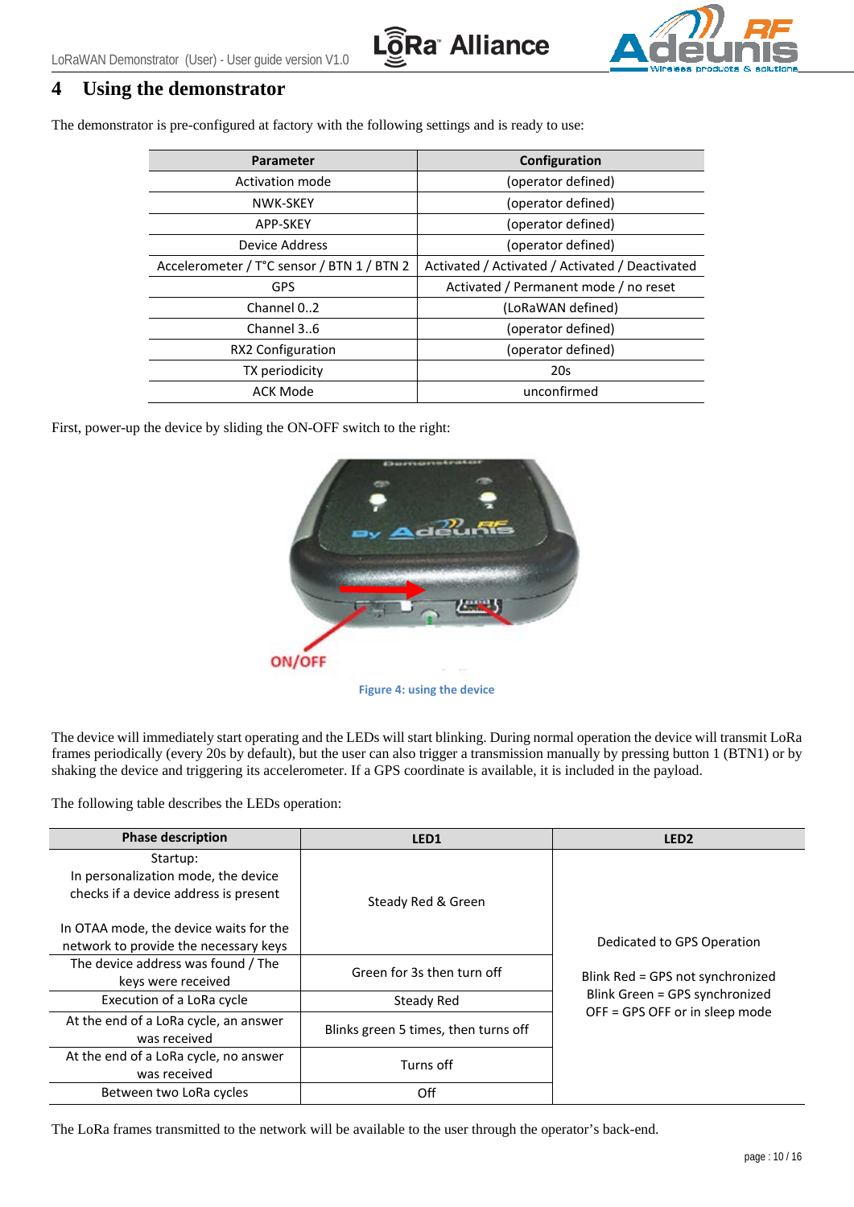# 4 Using the demonstrator

The demonstrator is pre-configured at factory with the following settings and is ready to use:

| Parameter | Configuration |
|---|---|
| Activation mode | (operator defined) |
| NWK-SKEY | (operator defined) |
| APP-SKEY | (operator defined) |
| Device Address | (operator defined) |
| Accelerometer / T°C sensor / BTN 1 / BTN 2 | Activated / Activated / Activated / Deactivated |
| GPS | Activated / Permanent mode / no reset |
| Channel 0..2 | (LoRaWAN defined) |
| Channel 3..6 | (operator defined) |
| RX2 Configuration | (operator defined) |
| TX periodicity | 20s |
| ACK Mode | unconfirmed |

First, power-up the device by sliding the ON-OFF switch to the right:

Figure 4: using the device

The device will immediately start operating and the LEDs will start blinking. During normal operation the device will transmit LoRa frames periodically (every 20s by default), but the user can also trigger a transmission manually by pressing button 1 (BTN1) or by shaking the device and triggering its accelerometer. If a GPS coordinate is available, it is included in the payload.

The following table describes the LEDs operation:

| Phase description | LED1 | LED2 |
|---|---|---|
| Startup: In personalization mode, the device checks if a device address is present<br><br>In OTAA mode, the device waits for the network to provide the necessary keys | Steady Red & Green | Dedicated to GPS Operation<br><br>Blink Red = GPS not synchronized<br>Blink Green = GPS synchronized<br>OFF = GPS OFF or in sleep mode |
| The device address was found / The keys were received | Green for 3s then turn off | |
| Execution of a LoRa cycle | Steady Red | |
| At the end of a LoRa cycle, an answer was received | Blinks green 5 times, then turns off | |
| At the end of a LoRa cycle, no answer was received | Turns off | |
| Between two LoRa cycles | Off | |

The LoRa frames transmitted to the network will be available to the user through the operator's back-end.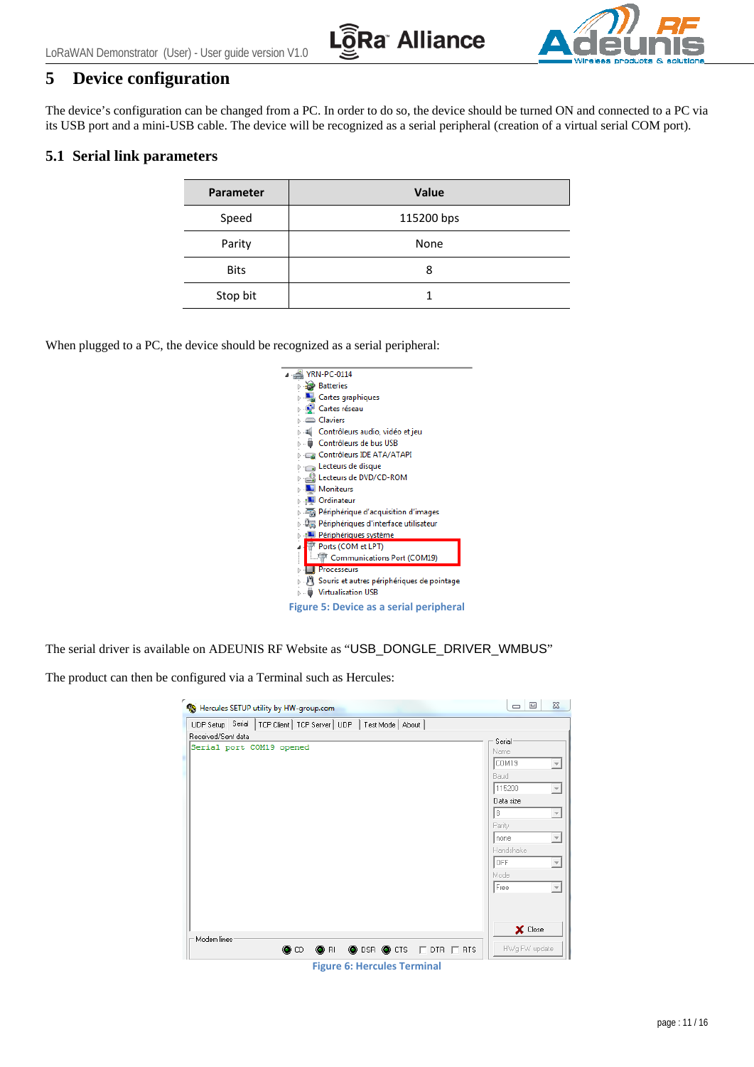# 5 Device configuration

The device's configuration can be changed from a PC. In order to do so, the device should be turned ON and connected to a PC via its USB port and a mini-USB cable. The device will be recognized as a serial peripheral (creation of a virtual serial COM port).

## 5.1 Serial link parameters

| Parameter | Value |
|---|---|
| Speed | 115200 bps |
| Parity | None |
| Bits | 8 |
| Stop bit | 1 |

When plugged to a PC, the device should be recognized as a serial peripheral:

Figure 5: Device as a serial peripheral

The serial driver is available on ADEUNIS RF Website as "USB_DONGLE_DRIVER_WMBUS"

The product can then be configured via a Terminal such as Hercules:

Figure 6: Hercules Terminal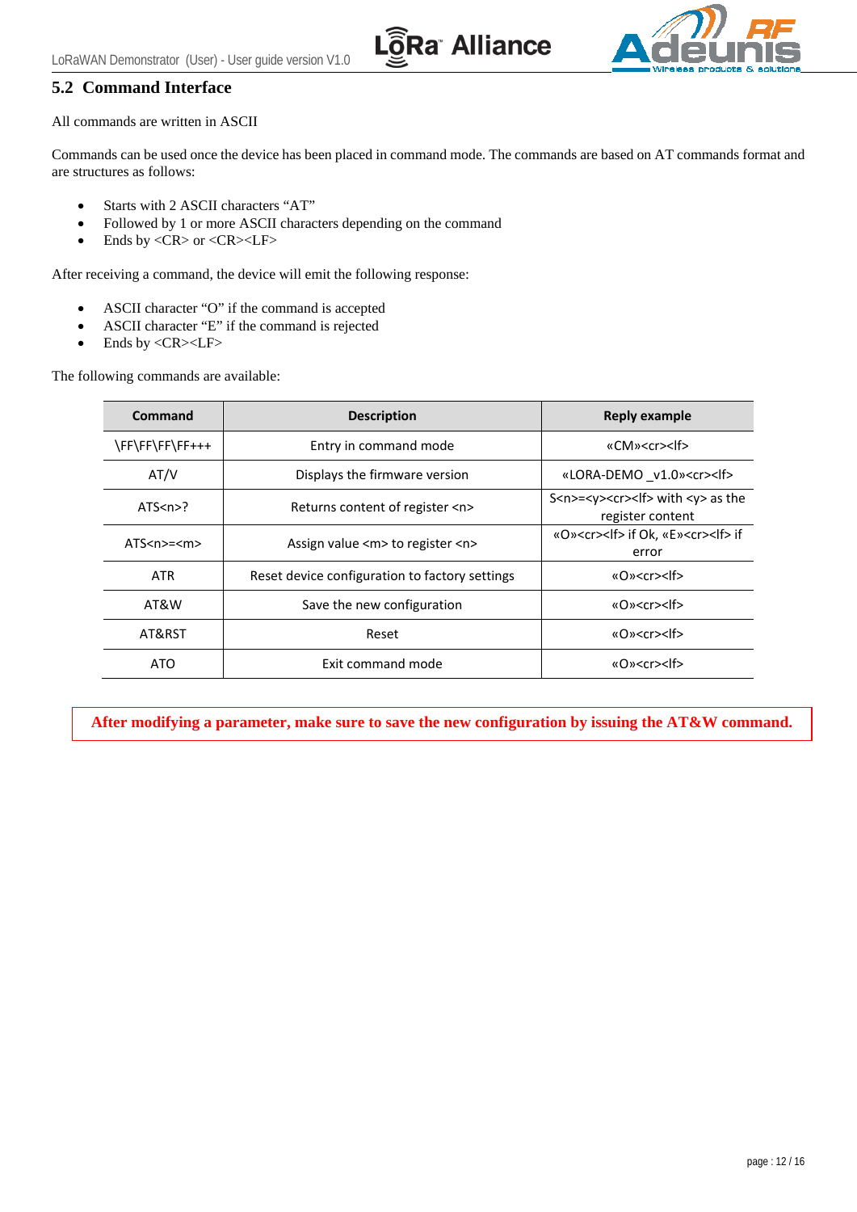## 5.2 Command Interface

All commands are written in ASCII

Commands can be used once the device has been placed in command mode. The commands are based on AT commands format and are structures as follows:

- Starts with 2 ASCII characters "AT"
- Followed by 1 or more ASCII characters depending on the command
- Ends by <CR> or <CR><LF>

After receiving a command, the device will emit the following response:

- ASCII character "O" if the command is accepted
- ASCII character "E" if the command is rejected
- Ends by <CR><LF>

The following commands are available:

| Command | Description | Reply example |
|---|---|---|
| \FF\FF\FF\FF+++ | Entry in command mode | «CM»<cr><lf> |
| AT/V | Displays the firmware version | «LORA-DEMO _v1.0»<cr><lf> |
| ATS<n>? | Returns content of register <n> | S<n>=<y><cr><lf> with <y> as the register content |
| ATS<n>=<m> | Assign value <m> to register <n> | «O»<cr><lf> if Ok, «E»<cr><lf> if error |
| ATR | Reset device configuration to factory settings | «O»<cr><lf> |
| AT&W | Save the new configuration | «O»<cr><lf> |
| AT&RST | Reset | «O»<cr><lf> |
| ATO | Exit command mode | «O»<cr><lf> |

**After modifying a parameter, make sure to save the new configuration by issuing the AT&W command.**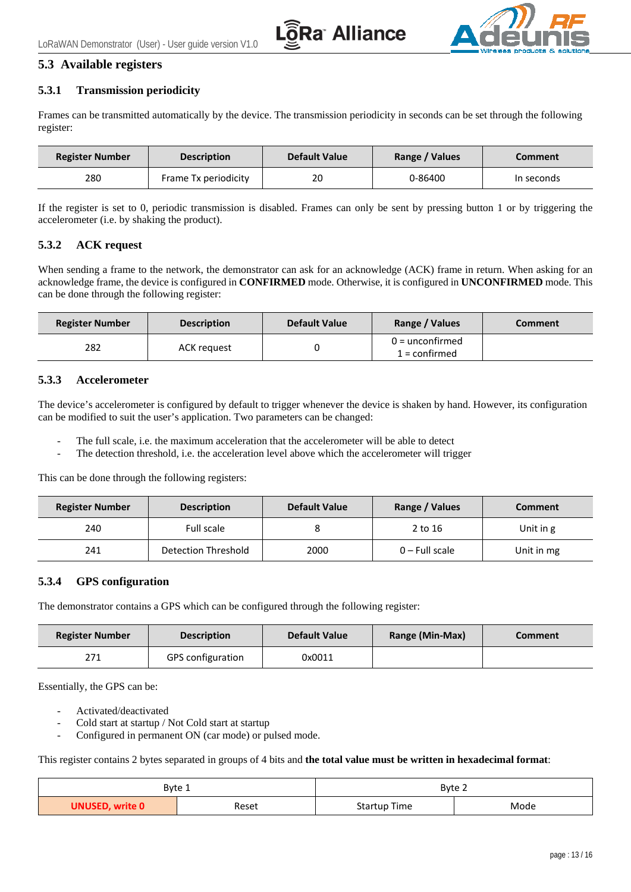## 5.3 Available registers

### 5.3.1 Transmission periodicity

Frames can be transmitted automatically by the device. The transmission periodicity in seconds can be set through the following register:

| Register Number | Description | Default Value | Range / Values | Comment |
|---|---|---|---|---|
| 280 | Frame Tx periodicity | 20 | 0-86400 | In seconds |

If the register is set to 0, periodic transmission is disabled. Frames can only be sent by pressing button 1 or by triggering the accelerometer (i.e. by shaking the product).

### 5.3.2 ACK request

When sending a frame to the network, the demonstrator can ask for an acknowledge (ACK) frame in return. When asking for an acknowledge frame, the device is configured in **CONFIRMED** mode. Otherwise, it is configured in **UNCONFIRMED** mode. This can be done through the following register:

| Register Number | Description | Default Value | Range / Values | Comment |
|---|---|---|---|---|
| 282 | ACK request | 0 | 0 = unconfirmed<br>1 = confirmed | |

### 5.3.3 Accelerometer

The device's accelerometer is configured by default to trigger whenever the device is shaken by hand. However, its configuration can be modified to suit the user's application. Two parameters can be changed:

- The full scale, i.e. the maximum acceleration that the accelerometer will be able to detect
- The detection threshold, i.e. the acceleration level above which the accelerometer will trigger

This can be done through the following registers:

| Register Number | Description | Default Value | Range / Values | Comment |
|---|---|---|---|---|
| 240 | Full scale | 8 | 2 to 16 | Unit in g |
| 241 | Detection Threshold | 2000 | 0 – Full scale | Unit in mg |

### 5.3.4 GPS configuration

The demonstrator contains a GPS which can be configured through the following register:

| Register Number | Description | Default Value | Range (Min-Max) | Comment |
|---|---|---|---|---|
| 271 | GPS configuration | 0x0011 | | |

Essentially, the GPS can be:

- Activated/deactivated
- Cold start at startup / Not Cold start at startup
- Configured in permanent ON (car mode) or pulsed mode.

This register contains 2 bytes separated in groups of 4 bits and **the total value must be written in hexadecimal format**:

| Byte 1 | | Byte 2 | |
|---|---|---|---|
| **UNUSED, write 0** | Reset | Startup Time | Mode |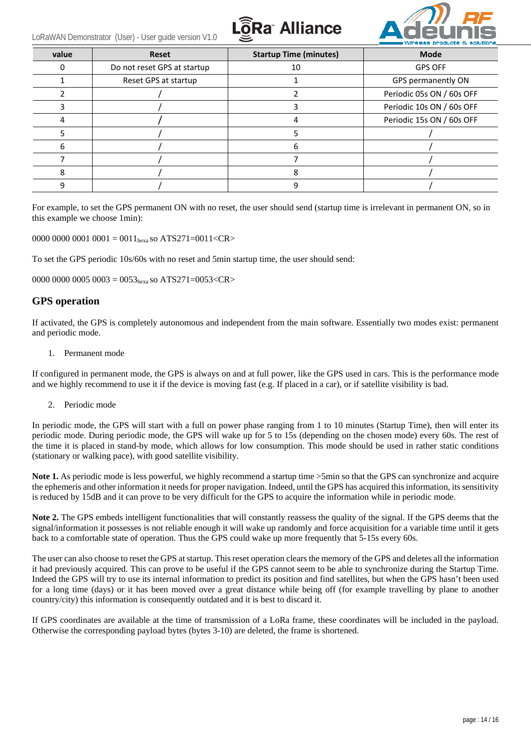| value | Reset | Startup Time (minutes) | Mode |
|---|---|---|---|
| 0 | Do not reset GPS at startup | 10 | GPS OFF |
| 1 | Reset GPS at startup | 1 | GPS permanently ON |
| 2 | / | 2 | Periodic 05s ON / 60s OFF |
| 3 | / | 3 | Periodic 10s ON / 60s OFF |
| 4 | / | 4 | Periodic 15s ON / 60s OFF |
| 5 | / | 5 | / |
| 6 | / | 6 | / |
| 7 | / | 7 | / |
| 8 | / | 8 | / |
| 9 | / | 9 | / |

For example, to set the GPS permanent ON with no reset, the user should send (startup time is irrelevant in permanent ON, so in this example we choose 1min):

0000 0000 0001 0001 = $0011_{hexa}$ so ATS271=0011<CR>

To set the GPS periodic 10s/60s with no reset and 5min startup time, the user should send:

0000 0000 0005 0003 = $0053_{hexa}$ so ATS271=0053<CR>

## GPS operation

If activated, the GPS is completely autonomous and independent from the main software. Essentially two modes exist: permanent and periodic mode.

1. Permanent mode

If configured in permanent mode, the GPS is always on and at full power, like the GPS used in cars. This is the performance mode and we highly recommend to use it if the device is moving fast (e.g. If placed in a car), or if satellite visibility is bad.

2. Periodic mode

In periodic mode, the GPS will start with a full on power phase ranging from 1 to 10 minutes (Startup Time), then will enter its periodic mode. During periodic mode, the GPS will wake up for 5 to 15s (depending on the chosen mode) every 60s. The rest of the time it is placed in stand-by mode, which allows for low consumption. This mode should be used in rather static conditions (stationary or walking pace), with good satellite visibility.

**Note 1.** As periodic mode is less powerful, we highly recommend a startup time >5min so that the GPS can synchronize and acquire the ephemeris and other information it needs for proper navigation. Indeed, until the GPS has acquired this information, its sensitivity is reduced by 15dB and it can prove to be very difficult for the GPS to acquire the information while in periodic mode.

**Note 2.** The GPS embeds intelligent functionalities that will constantly reassess the quality of the signal. If the GPS deems that the signal/information it possesses is not reliable enough it will wake up randomly and force acquisition for a variable time until it gets back to a comfortable state of operation. Thus the GPS could wake up more frequently that 5-15s every 60s.

The user can also choose to reset the GPS at startup. This reset operation clears the memory of the GPS and deletes all the information it had previously acquired. This can prove to be useful if the GPS cannot seem to be able to synchronize during the Startup Time. Indeed the GPS will try to use its internal information to predict its position and find satellites, but when the GPS hasn't been used for a long time (days) or it has been moved over a great distance while being off (for example travelling by plane to another country/city) this information is consequently outdated and it is best to discard it.

If GPS coordinates are available at the time of transmission of a LoRa frame, these coordinates will be included in the payload. Otherwise the corresponding payload bytes (bytes 3-10) are deleted, the frame is shortened.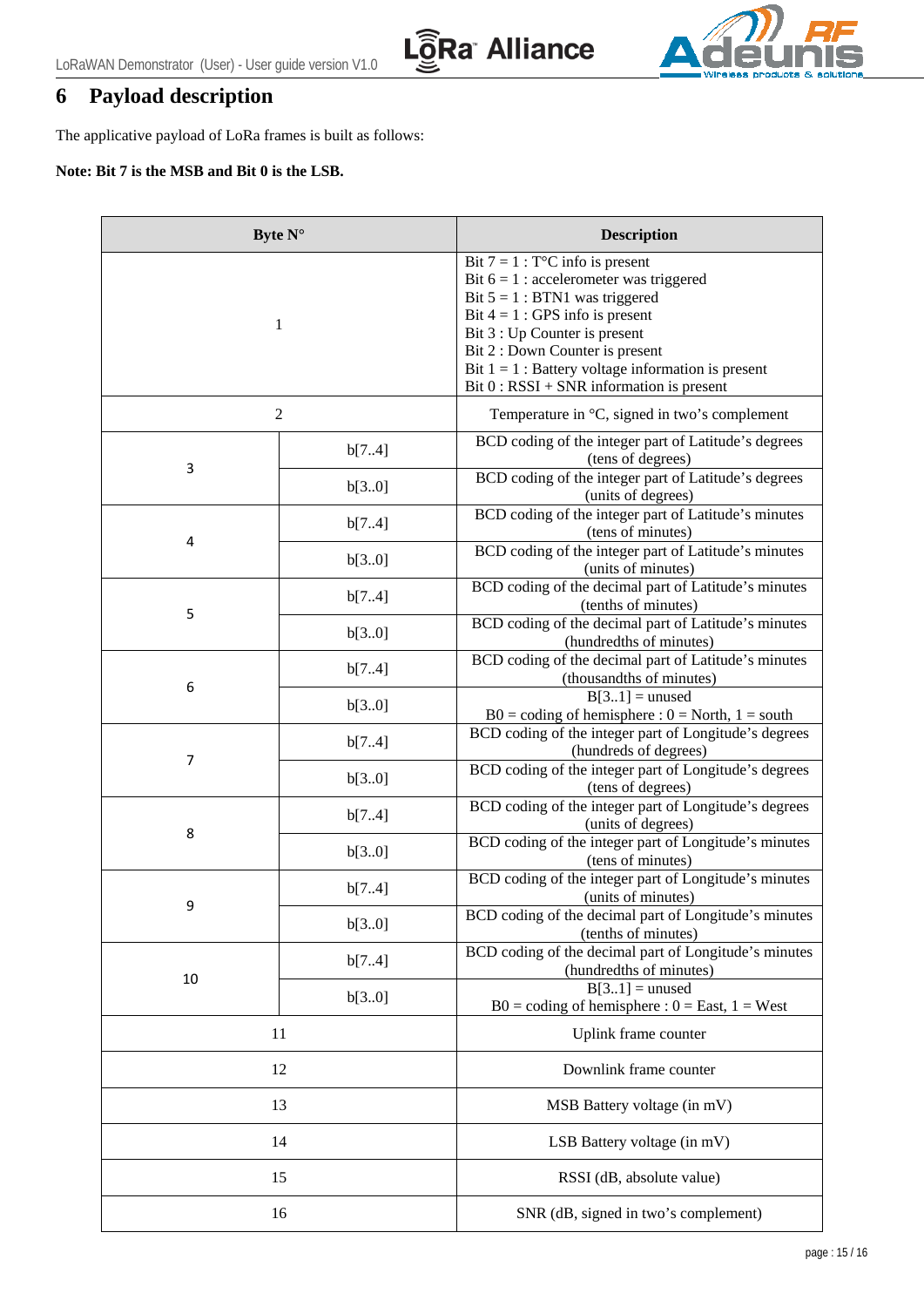# 6 Payload description

The applicative payload of LoRa frames is built as follows:

**Note: Bit 7 is the MSB and Bit 0 is the LSB.**

| Byte N° | | Description |
|---|---|---|
| 1 | | Bit 7 = 1 : T°C info is present<br>Bit 6 = 1 : accelerometer was triggered<br>Bit 5 = 1 : BTN1 was triggered<br>Bit 4 = 1 : GPS info is present<br>Bit 3 : Up Counter is present<br>Bit 2 : Down Counter is present<br>Bit 1 = 1 : Battery voltage information is present<br>Bit 0 : RSSI + SNR information is present |
| 2 | | Temperature in °C, signed in two's complement |
| 3 | b[7..4] | BCD coding of the integer part of Latitude's degrees (tens of degrees) |
| | b[3..0] | BCD coding of the integer part of Latitude's degrees (units of degrees) |
| 4 | b[7..4] | BCD coding of the integer part of Latitude's minutes (tens of minutes) |
| | b[3..0] | BCD coding of the integer part of Latitude's minutes (units of minutes) |
| 5 | b[7..4] | BCD coding of the decimal part of Latitude's minutes (tenths of minutes) |
| | b[3..0] | BCD coding of the decimal part of Latitude's minutes (hundredths of minutes) |
| 6 | b[7..4] | BCD coding of the decimal part of Latitude's minutes (thousandths of minutes) |
| | b[3..0] | B[3..1] = unused<br>B0 = coding of hemisphere : 0 = North, 1 = south |
| 7 | b[7..4] | BCD coding of the integer part of Longitude's degrees (hundreds of degrees) |
| | b[3..0] | BCD coding of the integer part of Longitude's degrees (tens of degrees) |
| 8 | b[7..4] | BCD coding of the integer part of Longitude's degrees (units of degrees) |
| | b[3..0] | BCD coding of the integer part of Longitude's minutes (tens of minutes) |
| 9 | b[7..4] | BCD coding of the integer part of Longitude's minutes (units of minutes) |
| | b[3..0] | BCD coding of the decimal part of Longitude's minutes (tenths of minutes) |
| 10 | b[7..4] | BCD coding of the decimal part of Longitude's minutes (hundredths of minutes) |
| | b[3..0] | B[3..1] = unused<br>B0 = coding of hemisphere : 0 = East, 1 = West |
| 11 | | Uplink frame counter |
| 12 | | Downlink frame counter |
| 13 | | MSB Battery voltage (in mV) |
| 14 | | LSB Battery voltage (in mV) |
| 15 | | RSSI (dB, absolute value) |
| 16 | | SNR (dB, signed in two's complement) |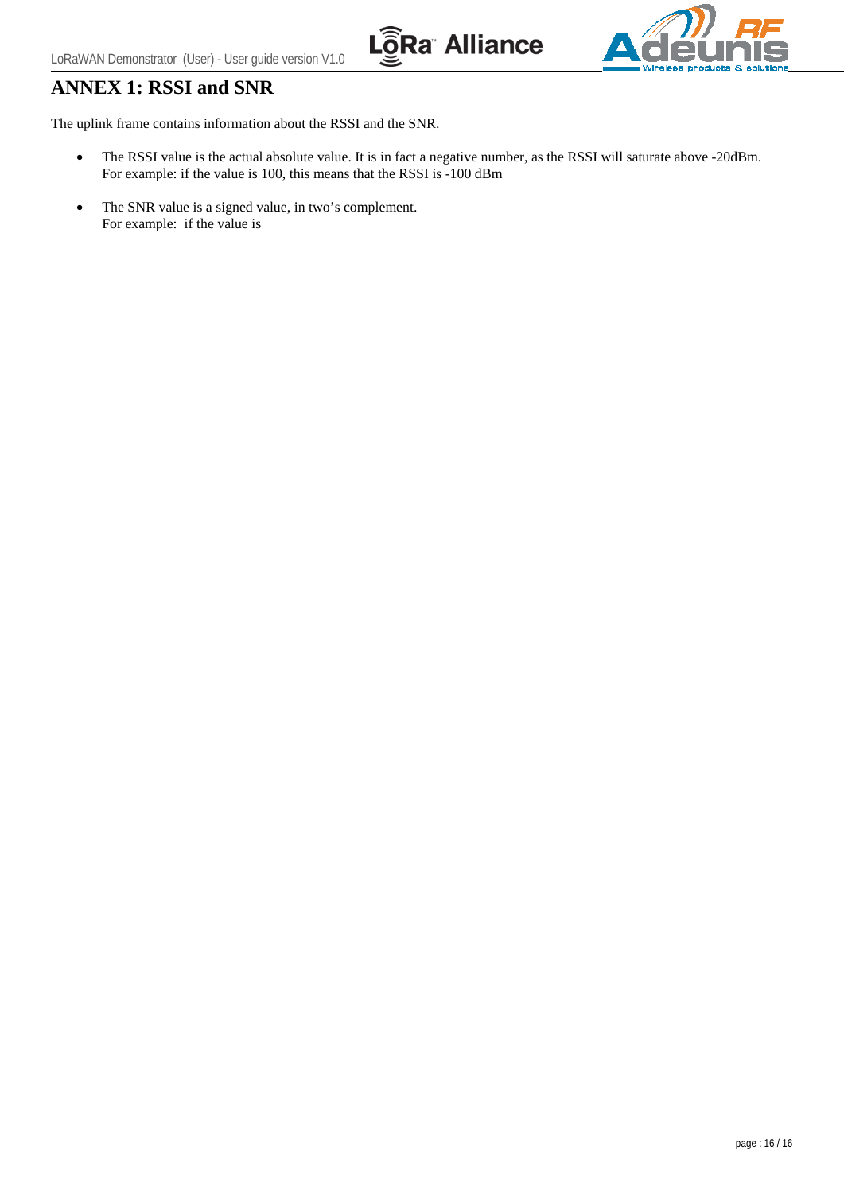# ANNEX 1: RSSI and SNR

The uplink frame contains information about the RSSI and the SNR.

- The RSSI value is the actual absolute value. It is in fact a negative number, as the RSSI will saturate above -20dBm. For example: if the value is 100, this means that the RSSI is -100 dBm

- The SNR value is a signed value, in two's complement. For example: if the value is